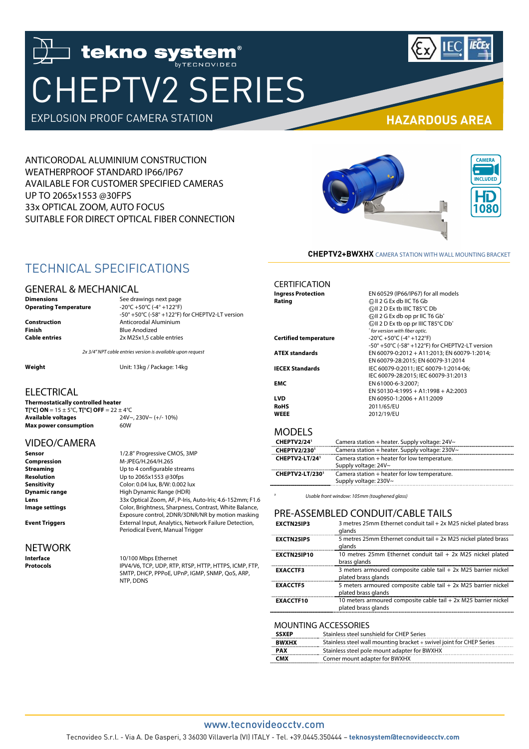# CHEPTV2 SERIES

EXPLOSION PROOF CAMERA STATION

HAZARDOUS AREA

ANTICORODAL ALUMINIUM CONSTRUCTION
WEATHERPROOF STANDARD IP66/IP67
AVAILABLE FOR CUSTOMER SPECIFIED CAMERAS
UP TO 2065x1553 @30FPS
33x OPTICAL ZOOM, AUTO FOCUS
SUITABLE FOR DIRECT OPTICAL FIBER CONNECTION

CAMERA INCLUDED

HD 1080

**CHEPTV2+BWXHX** CAMERA STATION WITH WALL MOUNTING BRACKET

## TECHNICAL SPECIFICATIONS

### GENERAL & MECHANICAL

| | |
|---|---|
| **Dimensions** | See drawings next page |
| **Operating Temperature** | -20°C +50°C (-4° +122°F)<br>-50° +50°C (-58° +122°F) for CHEPTV2-LT version |
| **Construction** | Anticorodal Aluminium |
| **Finish** | Blue Anodized |
| **Cable entries** | 2x M25x1,5 cable entries |

*2x 3/4" NPT cable entries version is available upon request*

| | |
|---|---|
| **Weight** | Unit: 13kg / Package: 14kg |

### ELECTRICAL

**Thermostatically controlled heater**
**T[°C] ON** = 15 ± 5°C, **T[°C] OFF** = 22 ± 4°C

| | |
|---|---|
| **Available voltages** | 24V~, 230V~ (+/- 10%) |
| **Max power consumption** | 60W |

### VIDEO/CAMERA

| | |
|---|---|
| **Sensor** | 1/2.8" Progressive CMOS, 3MP |
| **Compression** | M-JPEG/H.264/H.265 |
| **Streaming** | Up to 4 configurable streams |
| **Resolution** | Up to 2065x1553 @30fps |
| **Sensitivity** | Color: 0.04 lux, B/W: 0.002 lux |
| **Dynamic range** | High Dynamic Range (HDR) |
| **Lens** | 33x Optical Zoom, AF, P-Iris, Auto-Iris; 4.6-152mm; F1.6 |
| **Image settings** | Color, Brightness, Sharpness, Contrast, White Balance, Exposure control, 2DNR/3DNR/NR by motion masking |
| **Event Triggers** | External Input, Analytics, Network Failure Detection, Periodical Event, Manual Trigger |

### NETWORK

| | |
|---|---|
| **Interface** | 10/100 Mbps Ethernet |
| **Protocols** | IPV4/V6, TCP, UDP, RTP, RTSP, HTTP, HTTPS, ICMP, FTP, SMTP, DHCP, PPPoE, UPnP, IGMP, SNMP, QoS, ARP, NTP, DDNS |

### CERTIFICATION

| | |
|---|---|
| **Ingress Protection** | EN 60529 (IP66/IP67) for all models |
| **Rating** | ⟨Ex⟩II 2 G Ex db IIC T6 Gb<br>⟨Ex⟩II 2 D Ex tb IIIC T85°C Db<br>⟨Ex⟩II 2 G Ex db op pr IIC T6 Gb*<br>⟨Ex⟩II 2 D Ex tb op pr IIIC T85°C Db*<br>* *for version with fiber optic.* |
| **Certified temperature** | -20°C +50°C (-4° +122°F)<br>-50° +50°C (-58° +122°F) for CHEPTV2-LT version |
| **ATEX standards** | EN 60079-0:2012 + A11:2013; EN 60079-1:2014; EN 60079-28:2015; EN 60079-31:2014 |
| **IECEX Standards** | IEC 60079-0:2011; IEC 60079-1:2014-06; IEC 60079-28:2015; IEC 60079-31:2013 |
| **EMC** | EN 61000-6-3:2007; EN 50130-4:1995 + A1:1998 + A2:2003 |
| **LVD** | EN 60950-1:2006 + A11:2009 |
| **RoHS** | 2011/65/EU |
| **WEEE** | 2012/19/EU |

### MODELS

| | |
|---|---|
| **CHEPTV2/24**[1] | Camera station + heater. Supply voltage: 24V~ |
| **CHEPTV2/230**[1] | Camera station + heater. Supply voltage: 230V~ |
| **CHEPTV2-LT/24**[1] | Camera station + heater for low temperature. Supply voltage: 24V~ |
| **CHEPTV2-LT/230**[1] | Camera station + heater for low temperature. Supply voltage: 230V~ |

[1] *Usable front window: 105mm (toughened glass)*

### PRE-ASSEMBLED CONDUIT/CABLE TAILS

| | |
|---|---|
| **EXCTN25IP3** | 3 metres 25mm Ethernet conduit tail + 2x M25 nickel plated brass glands |
| **EXCTN25IP5** | 5 metres 25mm Ethernet conduit tail + 2x M25 nickel plated brass glands |
| **EXCTN25IP10** | 10 metres 25mm Ethernet conduit tail + 2x M25 nickel plated brass glands |
| **EXACCTF3** | 3 meters armoured composite cable tail + 2x M25 barrier nickel plated brass glands |
| **EXACCTF5** | 5 meters armoured composite cable tail + 2x M25 barrier nickel plated brass glands |
| **EXACCTF10** | 10 meters armoured composite cable tail + 2x M25 barrier nickel plated brass glands |

### MOUNTING ACCESSORIES

| | |
|---|---|
| **SSXEP** | Stainless steel sunshield for CHEP Series |
| **BWXHX** | Stainless steel wall mounting bracket + swivel joint for CHEP Series |
| **PAX** | Stainless steel pole mount adapter for BWXHX |
| **CMX** | Corner mount adapter for BWXHX |

www.tecnovideocctv.com

Tecnovideo S.r.l. - Via A. De Gasperi, 3 36030 Villaverla (VI) ITALY - Tel. +39.0445.350444 – **teknosystem@tecnovideocctv.com**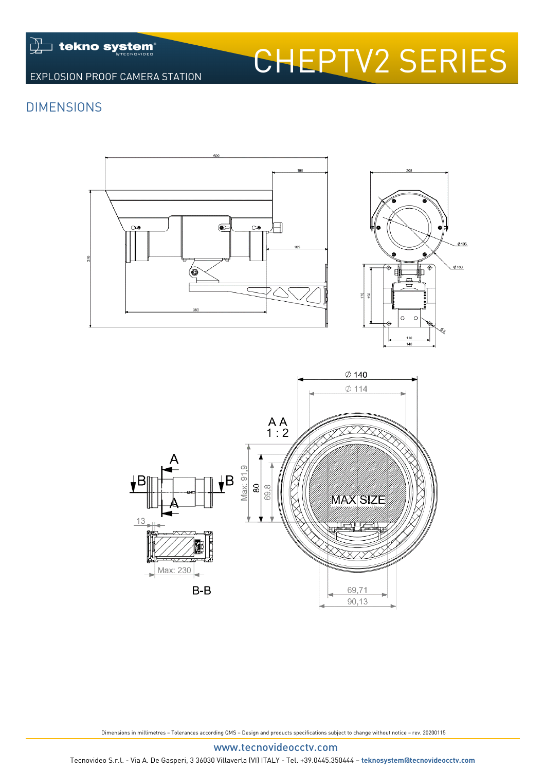tekno system by TECNOVIDEO

EXPLOSION PROOF CAMERA STATION

# CHEPTV2 SERIES

## DIMENSIONS

600

150

208

Ø 105

Ø 186

320

165

380

170

150

110

140

Ø9

Ø 140

Ø 114

A A
1 : 2

Max: 91,9

80

69,8

MAX SIZE

A

B

B

A

13

Max: 230

B-B

69,71

90,13

Dimensions in millimetres – Tolerances according QMS – Design and products specifications subject to change without notice – rev. 20200115

www.tecnovideocctv.com

Tecnovideo S.r.l. - Via A. De Gasperi, 3 36030 Villaverla (VI) ITALY - Tel. +39.0445.350444 – **teknosystem@tecnovideocctv.com**